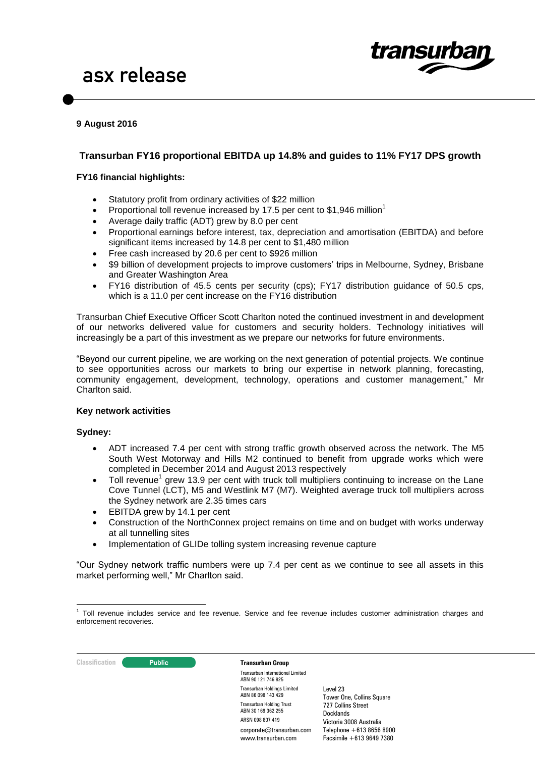# asx release

**9 August 2016**

## Transurban FY16 proportional EBITDA up 14.8% and guides to 11% FY17 DPS growth

**FY16 financial highlights:**

- Statutory profit from ordinary activities of $22 million
- Proportional toll revenue increased by 17.5 per cent to $1,946 million[1]
- Average daily traffic (ADT) grew by 8.0 per cent
- Proportional earnings before interest, tax, depreciation and amortisation (EBITDA) and before significant items increased by 14.8 per cent to $1,480 million
- Free cash increased by 20.6 per cent to $926 million
- $9 billion of development projects to improve customers' trips in Melbourne, Sydney, Brisbane and Greater Washington Area
- FY16 distribution of 45.5 cents per security (cps); FY17 distribution guidance of 50.5 cps, which is a 11.0 per cent increase on the FY16 distribution

Transurban Chief Executive Officer Scott Charlton noted the continued investment in and development of our networks delivered value for customers and security holders. Technology initiatives will increasingly be a part of this investment as we prepare our networks for future environments.

"Beyond our current pipeline, we are working on the next generation of potential projects. We continue to see opportunities across our markets to bring our expertise in network planning, forecasting, community engagement, development, technology, operations and customer management," Mr Charlton said.

**Key network activities**

**Sydney:**

- ADT increased 7.4 per cent with strong traffic growth observed across the network. The M5 South West Motorway and Hills M2 continued to benefit from upgrade works which were completed in December 2014 and August 2013 respectively
- Toll revenue[1] grew 13.9 per cent with truck toll multipliers continuing to increase on the Lane Cove Tunnel (LCT), M5 and Westlink M7 (M7). Weighted average truck toll multipliers across the Sydney network are 2.35 times cars
- EBITDA grew by 14.1 per cent
- Construction of the NorthConnex project remains on time and on budget with works underway at all tunnelling sites
- Implementation of GLIDe tolling system increasing revenue capture

"Our Sydney network traffic numbers were up 7.4 per cent as we continue to see all assets in this market performing well," Mr Charlton said.

[1] Toll revenue includes service and fee revenue. Service and fee revenue includes customer administration charges and enforcement recoveries.

Classification: Public

**Transurban Group**

Transurban International Limited
ABN 90 121 746 825

Transurban Holdings Limited
ABN 86 098 143 429

Transurban Holding Trust
ABN 30 169 362 255

ARSN 098 807 419

corporate@transurban.com
www.transurban.com

Level 23
Tower One, Collins Square
727 Collins Street
Docklands
Victoria 3008 Australia
Telephone +613 8656 8900
Facsimile +613 9649 7380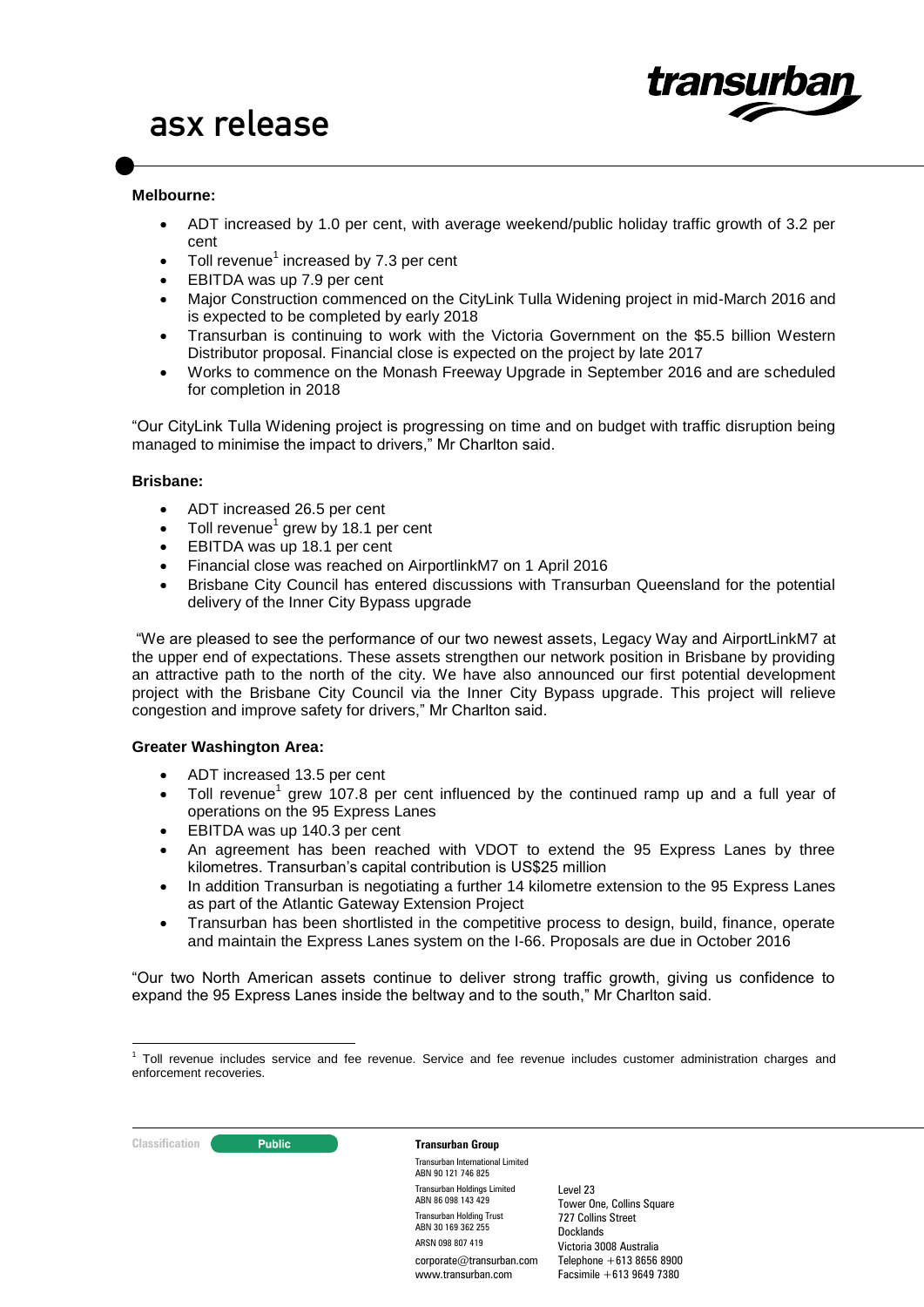**Melbourne:**

- ADT increased by 1.0 per cent, with average weekend/public holiday traffic growth of 3.2 per cent
- Toll revenue[1] increased by 7.3 per cent
- EBITDA was up 7.9 per cent
- Major Construction commenced on the CityLink Tulla Widening project in mid-March 2016 and is expected to be completed by early 2018
- Transurban is continuing to work with the Victoria Government on the $5.5 billion Western Distributor proposal. Financial close is expected on the project by late 2017
- Works to commence on the Monash Freeway Upgrade in September 2016 and are scheduled for completion in 2018

"Our CityLink Tulla Widening project is progressing on time and on budget with traffic disruption being managed to minimise the impact to drivers," Mr Charlton said.

**Brisbane:**

- ADT increased 26.5 per cent
- Toll revenue[1] grew by 18.1 per cent
- EBITDA was up 18.1 per cent
- Financial close was reached on AirportlinkM7 on 1 April 2016
- Brisbane City Council has entered discussions with Transurban Queensland for the potential delivery of the Inner City Bypass upgrade

"We are pleased to see the performance of our two newest assets, Legacy Way and AirportLinkM7 at the upper end of expectations. These assets strengthen our network position in Brisbane by providing an attractive path to the north of the city. We have also announced our first potential development project with the Brisbane City Council via the Inner City Bypass upgrade. This project will relieve congestion and improve safety for drivers," Mr Charlton said.

**Greater Washington Area:**

- ADT increased 13.5 per cent
- Toll revenue[1] grew 107.8 per cent influenced by the continued ramp up and a full year of operations on the 95 Express Lanes
- EBITDA was up 140.3 per cent
- An agreement has been reached with VDOT to extend the 95 Express Lanes by three kilometres. Transurban's capital contribution is US$25 million
- In addition Transurban is negotiating a further 14 kilometre extension to the 95 Express Lanes as part of the Atlantic Gateway Extension Project
- Transurban has been shortlisted in the competitive process to design, build, finance, operate and maintain the Express Lanes system on the I-66. Proposals are due in October 2016

"Our two North American assets continue to deliver strong traffic growth, giving us confidence to expand the 95 Express Lanes inside the beltway and to the south," Mr Charlton said.

---

[1] Toll revenue includes service and fee revenue. Service and fee revenue includes customer administration charges and enforcement recoveries.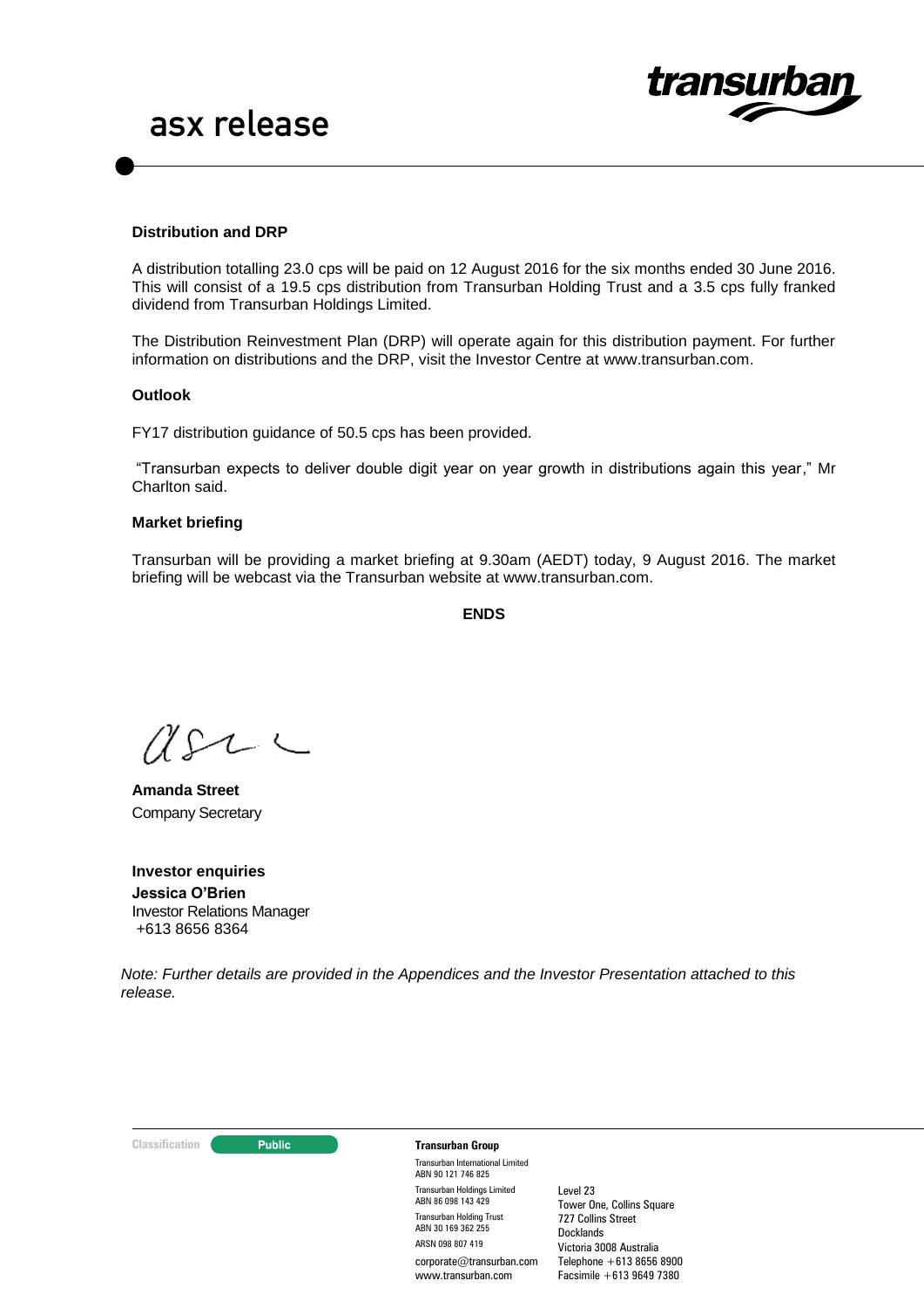asx release

**Distribution and DRP**

A distribution totalling 23.0 cps will be paid on 12 August 2016 for the six months ended 30 June 2016. This will consist of a 19.5 cps distribution from Transurban Holding Trust and a 3.5 cps fully franked dividend from Transurban Holdings Limited.

The Distribution Reinvestment Plan (DRP) will operate again for this distribution payment. For further information on distributions and the DRP, visit the Investor Centre at www.transurban.com.

**Outlook**

FY17 distribution guidance of 50.5 cps has been provided.

"Transurban expects to deliver double digit year on year growth in distributions again this year," Mr Charlton said.

**Market briefing**

Transurban will be providing a market briefing at 9.30am (AEDT) today, 9 August 2016. The market briefing will be webcast via the Transurban website at www.transurban.com.

**ENDS**

**Amanda Street**
Company Secretary

**Investor enquiries**
**Jessica O'Brien**
Investor Relations Manager
+613 8656 8364

*Note: Further details are provided in the Appendices and the Investor Presentation attached to this release.*

Classification: Public

**Transurban Group**

Transurban International Limited
ABN 90 121 746 825

Transurban Holdings Limited
ABN 86 098 143 429

Transurban Holding Trust
ABN 30 169 362 255

ARSN 098 807 419

corporate@transurban.com
www.transurban.com

Level 23
Tower One, Collins Square
727 Collins Street
Docklands
Victoria 3008 Australia
Telephone +613 8656 8900
Facsimile +613 9649 7380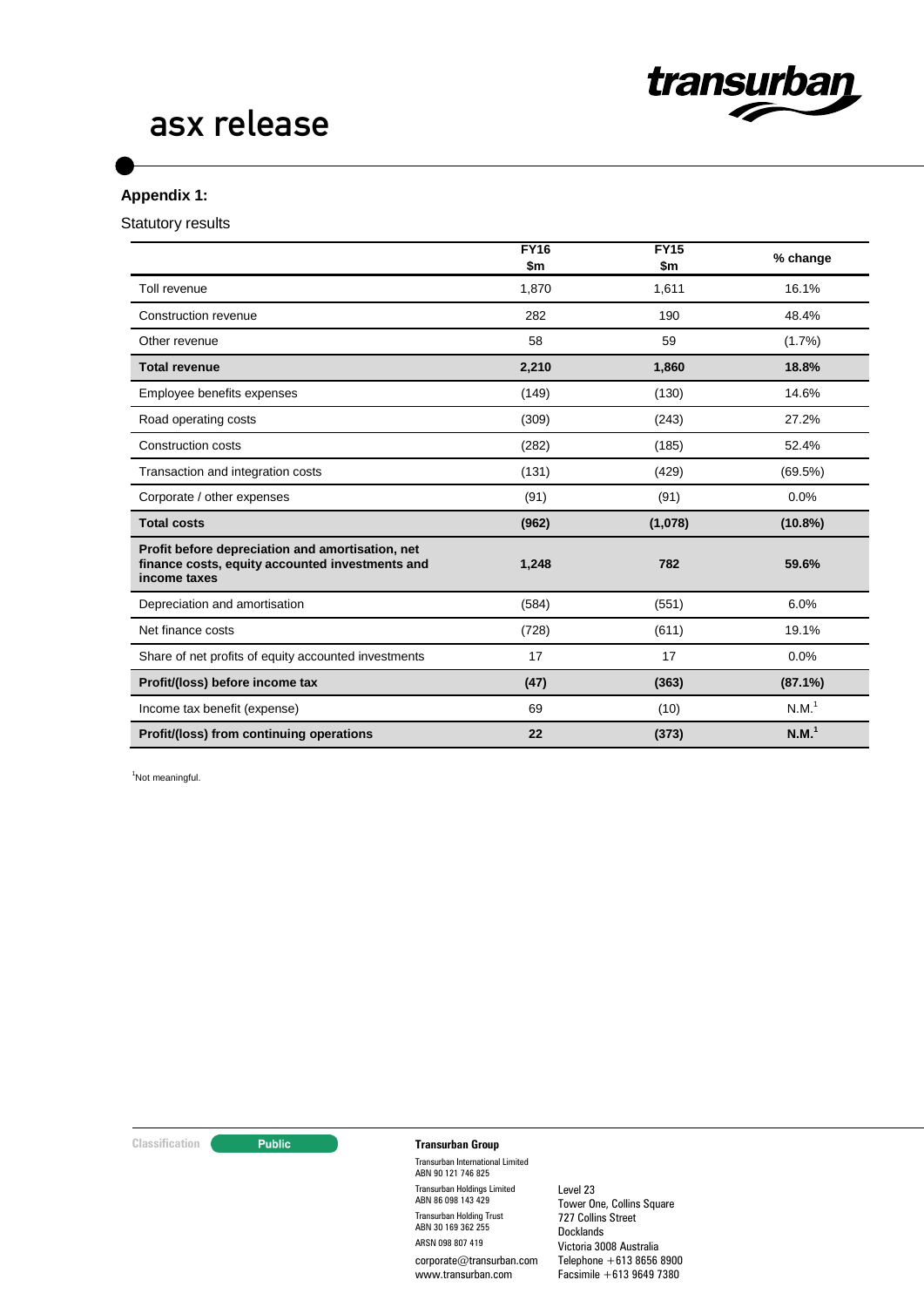asx release

**Appendix 1:**

Statutory results

| | FY16 $m | FY15 $m | % change |
|---|---|---|---|
| Toll revenue | 1,870 | 1,611 | 16.1% |
| Construction revenue | 282 | 190 | 48.4% |
| Other revenue | 58 | 59 | (1.7%) |
| **Total revenue** | **2,210** | **1,860** | **18.8%** |
| Employee benefits expenses | (149) | (130) | 14.6% |
| Road operating costs | (309) | (243) | 27.2% |
| Construction costs | (282) | (185) | 52.4% |
| Transaction and integration costs | (131) | (429) | (69.5%) |
| Corporate / other expenses | (91) | (91) | 0.0% |
| **Total costs** | **(962)** | **(1,078)** | **(10.8%)** |
| **Profit before depreciation and amortisation, net finance costs, equity accounted investments and income taxes** | **1,248** | **782** | **59.6%** |
| Depreciation and amortisation | (584) | (551) | 6.0% |
| Net finance costs | (728) | (611) | 19.1% |
| Share of net profits of equity accounted investments | 17 | 17 | 0.0% |
| **Profit/(loss) before income tax** | **(47)** | **(363)** | **(87.1%)** |
| Income tax benefit (expense) | 69 | (10) | N.M.[1] |
| **Profit/(loss) from continuing operations** | **22** | **(373)** | **N.M.[1]** |

[1]Not meaningful.

Classification: Public

**Transurban Group**

Transurban International Limited
ABN 90 121 746 825

Transurban Holdings Limited
ABN 86 098 143 429

Transurban Holding Trust
ABN 30 169 362 255

ARSN 098 807 419

corporate@transurban.com
www.transurban.com

Level 23
Tower One, Collins Square
727 Collins Street
Docklands
Victoria 3008 Australia
Telephone +613 8656 8900
Facsimile +613 9649 7380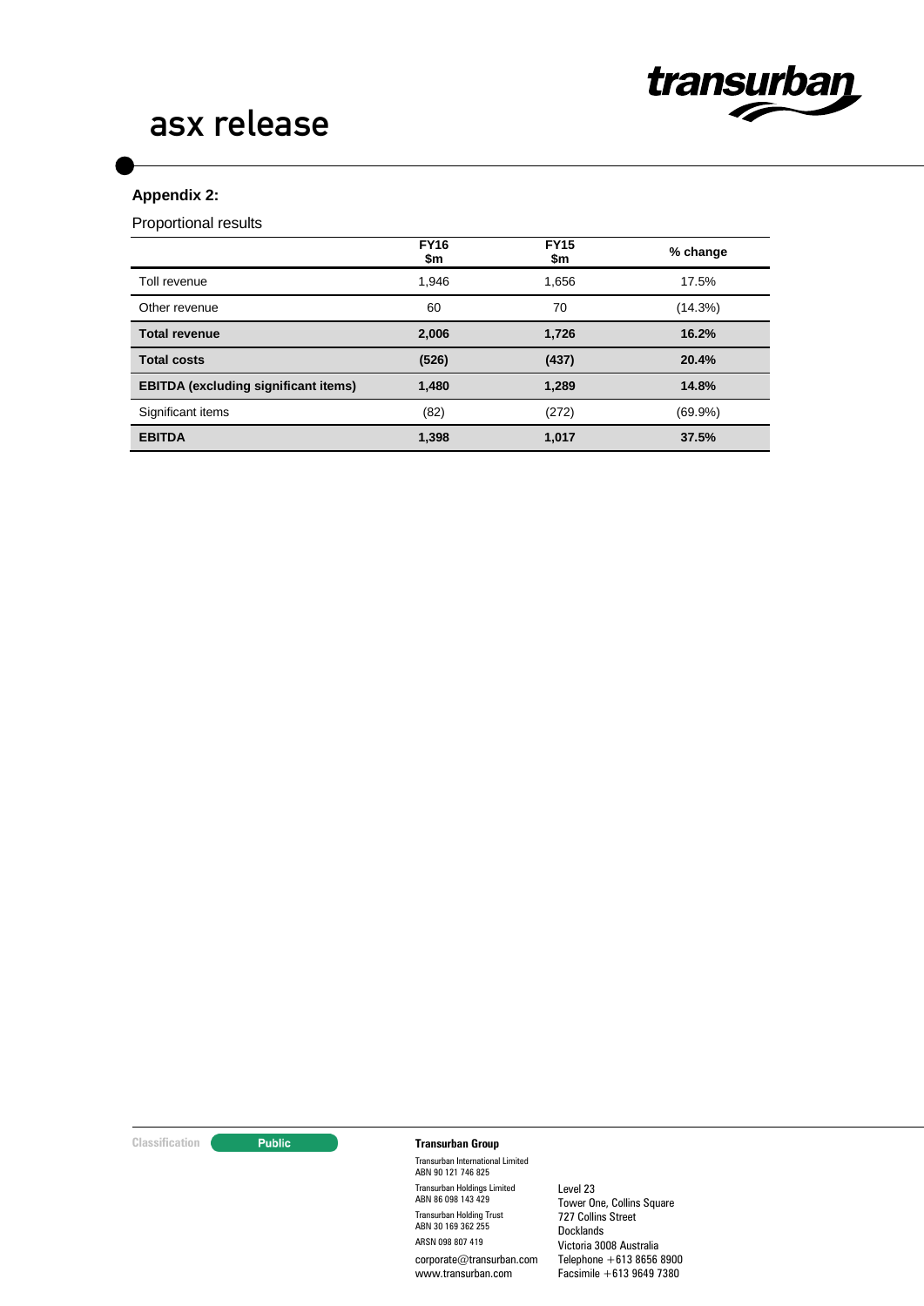## Appendix 2:

Proportional results

| | FY16 $m | FY15 $m | % change |
|---|---|---|---|
| Toll revenue | 1,946 | 1,656 | 17.5% |
| Other revenue | 60 | 70 | (14.3%) |
| **Total revenue** | **2,006** | **1,726** | **16.2%** |
| **Total costs** | **(526)** | **(437)** | **20.4%** |
| **EBITDA (excluding significant items)** | **1,480** | **1,289** | **14.8%** |
| Significant items | (82) | (272) | (69.9%) |
| **EBITDA** | **1,398** | **1,017** | **37.5%** |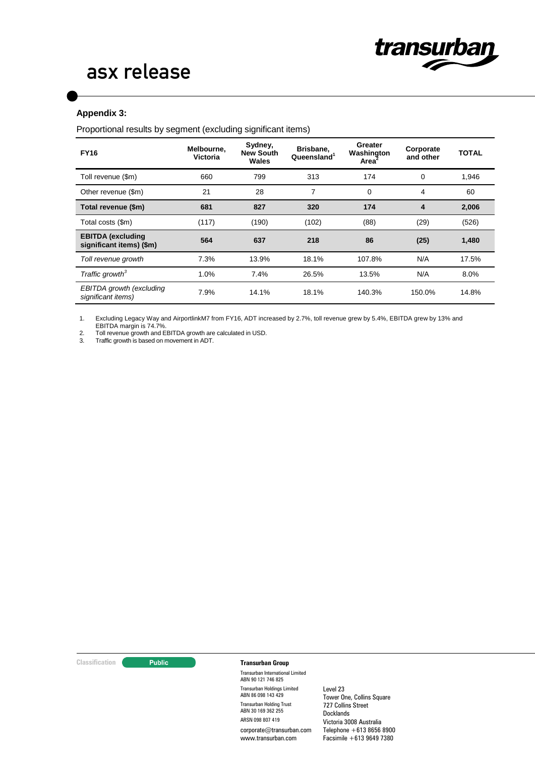**Appendix 3:**

Proportional results by segment (excluding significant items)

| FY16 | Melbourne, Victoria | Sydney, New South Wales | Brisbane, Queensland[1] | Greater Washington Area[2] | Corporate and other | TOTAL |
|---|---|---|---|---|---|---|
| Toll revenue ($m) | 660 | 799 | 313 | 174 | 0 | 1,946 |
| Other revenue ($m) | 21 | 28 | 7 | 0 | 4 | 60 |
| **Total revenue ($m)** | **681** | **827** | **320** | **174** | **4** | **2,006** |
| Total costs ($m) | (117) | (190) | (102) | (88) | (29) | (526) |
| **EBITDA (excluding significant items) ($m)** | **564** | **637** | **218** | **86** | **(25)** | **1,480** |
| *Toll revenue growth* | 7.3% | 13.9% | 18.1% | 107.8% | N/A | 17.5% |
| *Traffic growth*[3] | 1.0% | 7.4% | 26.5% | 13.5% | N/A | 8.0% |
| *EBITDA growth (excluding significant items)* | 7.9% | 14.1% | 18.1% | 140.3% | 150.0% | 14.8% |

1. Excluding Legacy Way and AirportlinkM7 from FY16, ADT increased by 2.7%, toll revenue grew by 5.4%, EBITDA grew by 13% and EBITDA margin is 74.7%.
2. Toll revenue growth and EBITDA growth are calculated in USD.
3. Traffic growth is based on movement in ADT.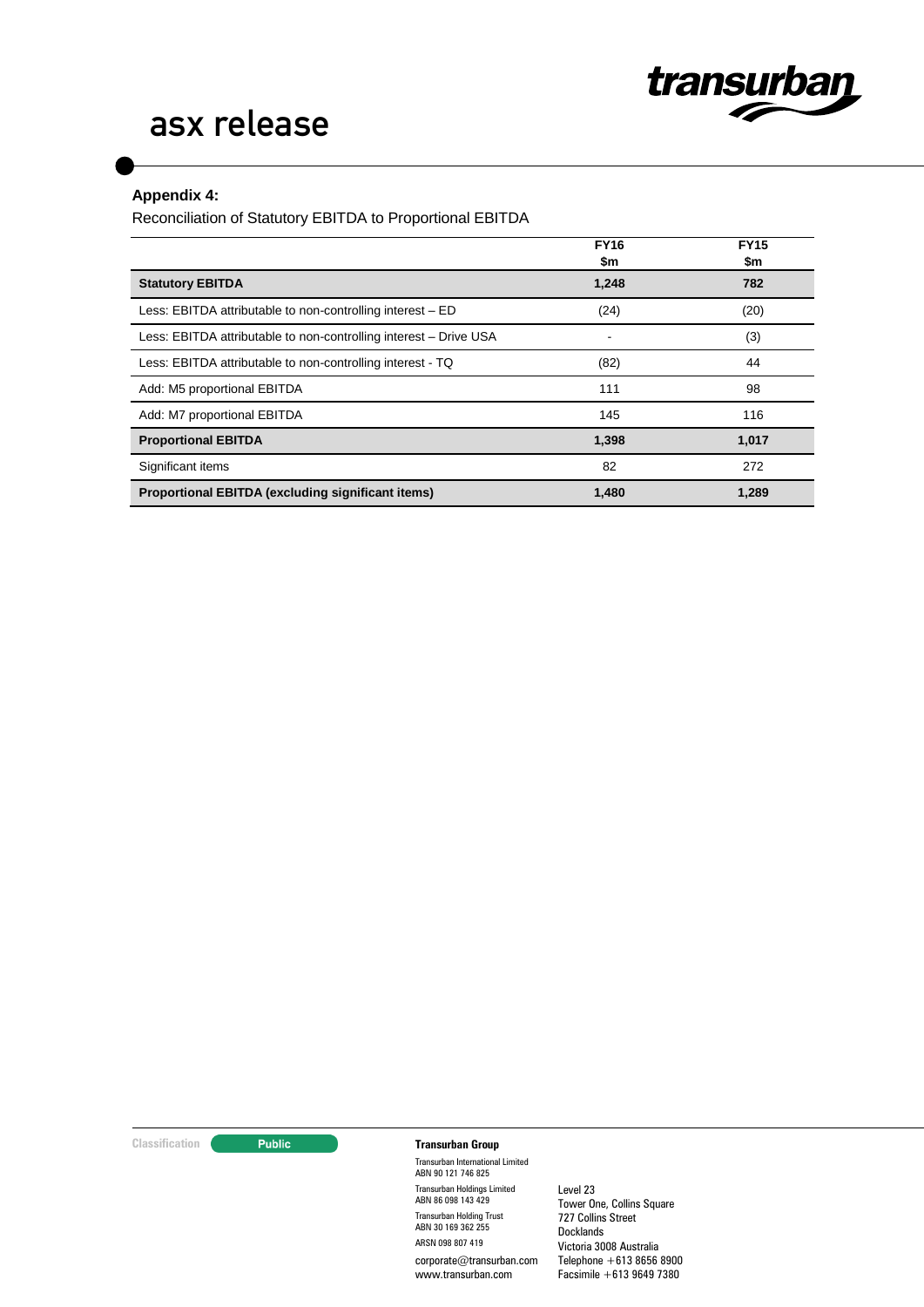# asx release

**Appendix 4:**

Reconciliation of Statutory EBITDA to Proportional EBITDA

| | FY16 $m | FY15 $m |
|---|---|---|
| **Statutory EBITDA** | **1,248** | **782** |
| Less: EBITDA attributable to non-controlling interest – ED | (24) | (20) |
| Less: EBITDA attributable to non-controlling interest – Drive USA | - | (3) |
| Less: EBITDA attributable to non-controlling interest - TQ | (82) | 44 |
| Add: M5 proportional EBITDA | 111 | 98 |
| Add: M7 proportional EBITDA | 145 | 116 |
| **Proportional EBITDA** | **1,398** | **1,017** |
| Significant items | 82 | 272 |
| **Proportional EBITDA (excluding significant items)** | **1,480** | **1,289** |

Classification: Public

**Transurban Group**

Transurban International Limited
ABN 90 121 746 825

Transurban Holdings Limited
ABN 86 098 143 429

Transurban Holding Trust
ABN 30 169 362 255

ARSN 098 807 419

corporate@transurban.com
www.transurban.com

Level 23
Tower One, Collins Square
727 Collins Street
Docklands
Victoria 3008 Australia
Telephone +613 8656 8900
Facsimile +613 9649 7380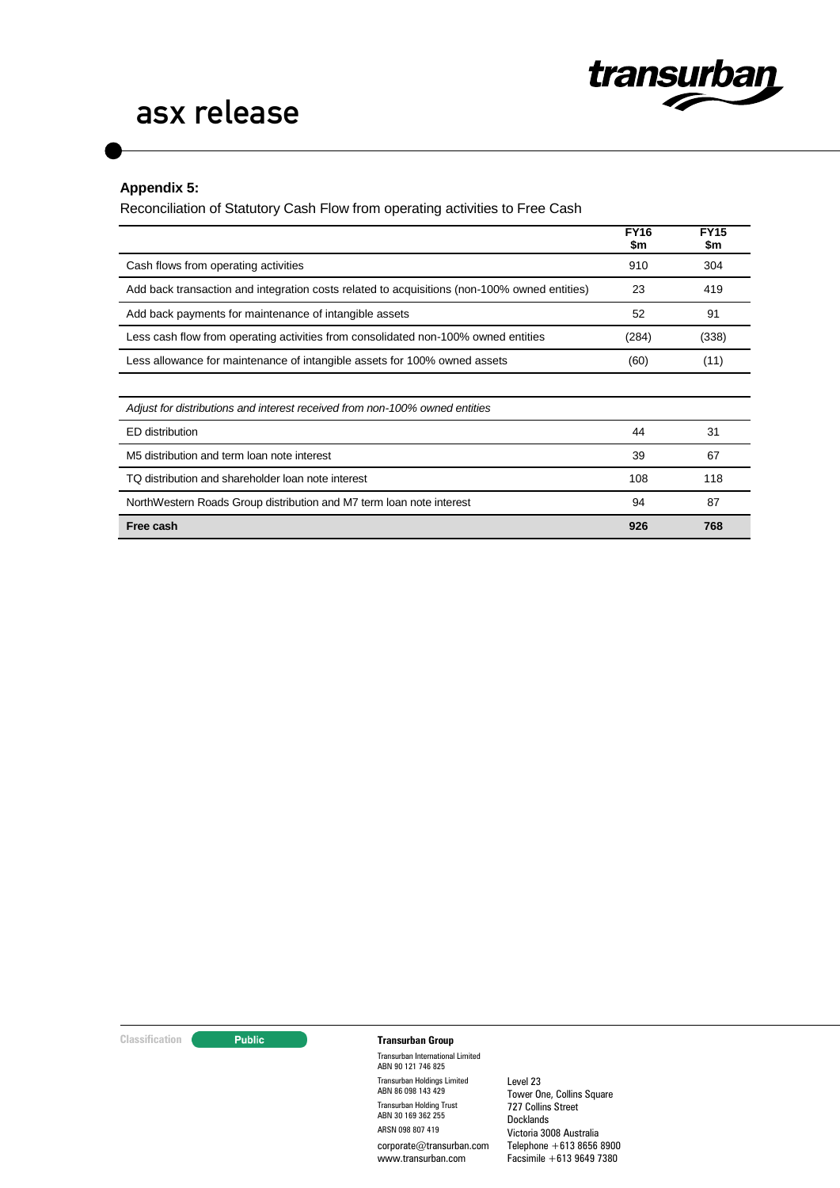**Appendix 5:**

Reconciliation of Statutory Cash Flow from operating activities to Free Cash

| | FY16 $m | FY15 $m |
|---|---|---|
| Cash flows from operating activities | 910 | 304 |
| Add back transaction and integration costs related to acquisitions (non-100% owned entities) | 23 | 419 |
| Add back payments for maintenance of intangible assets | 52 | 91 |
| Less cash flow from operating activities from consolidated non-100% owned entities | (284) | (338) |
| Less allowance for maintenance of intangible assets for 100% owned assets | (60) | (11) |
| *Adjust for distributions and interest received from non-100% owned entities* | | |
| ED distribution | 44 | 31 |
| M5 distribution and term loan note interest | 39 | 67 |
| TQ distribution and shareholder loan note interest | 108 | 118 |
| NorthWestern Roads Group distribution and M7 term loan note interest | 94 | 87 |
| **Free cash** | **926** | **768** |